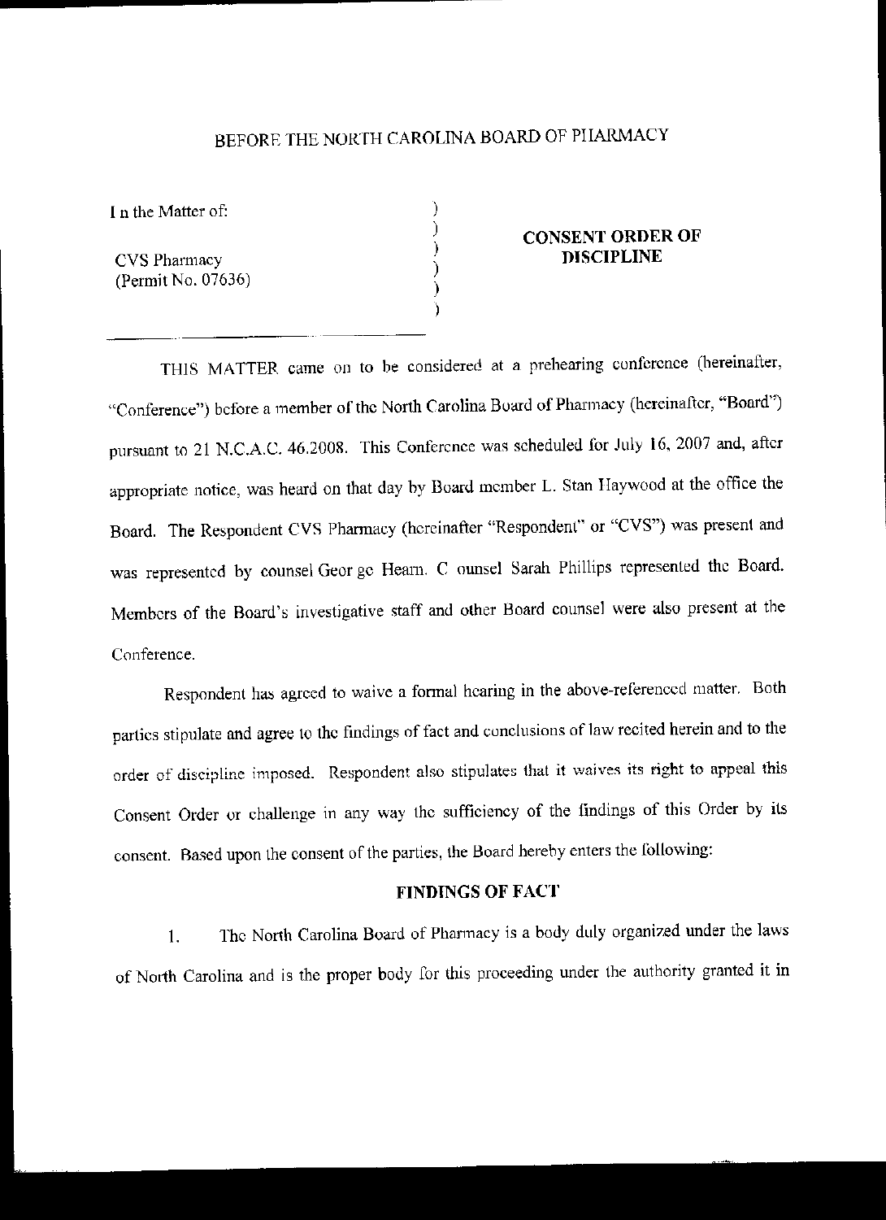BEFORE THE NORTH CAROLINA BOARD OF PHARMACY

In the Matter of:

CVS Pharmacy
(Permit No. 07636)

**CONSENT ORDER OF DISCIPLINE**

THIS MATTER came on to be considered at a prehearing conference (hereinafter, "Conference") before a member of the North Carolina Board of Pharmacy (hereinafter, "Board") pursuant to 21 N.C.A.C. 46.2008. This Conference was scheduled for July 16, 2007 and, after appropriate notice, was heard on that day by Board member L. Stan Haywood at the office the Board. The Respondent CVS Pharmacy (hereinafter "Respondent" or "CVS") was present and was represented by counsel George Hearn. Counsel Sarah Phillips represented the Board. Members of the Board's investigative staff and other Board counsel were also present at the Conference.

Respondent has agreed to waive a formal hearing in the above-referenced matter. Both parties stipulate and agree to the findings of fact and conclusions of law recited herein and to the order of discipline imposed. Respondent also stipulates that it waives its right to appeal this Consent Order or challenge in any way the sufficiency of the findings of this Order by its consent. Based upon the consent of the parties, the Board hereby enters the following:

**FINDINGS OF FACT**

1. The North Carolina Board of Pharmacy is a body duly organized under the laws of North Carolina and is the proper body for this proceeding under the authority granted it in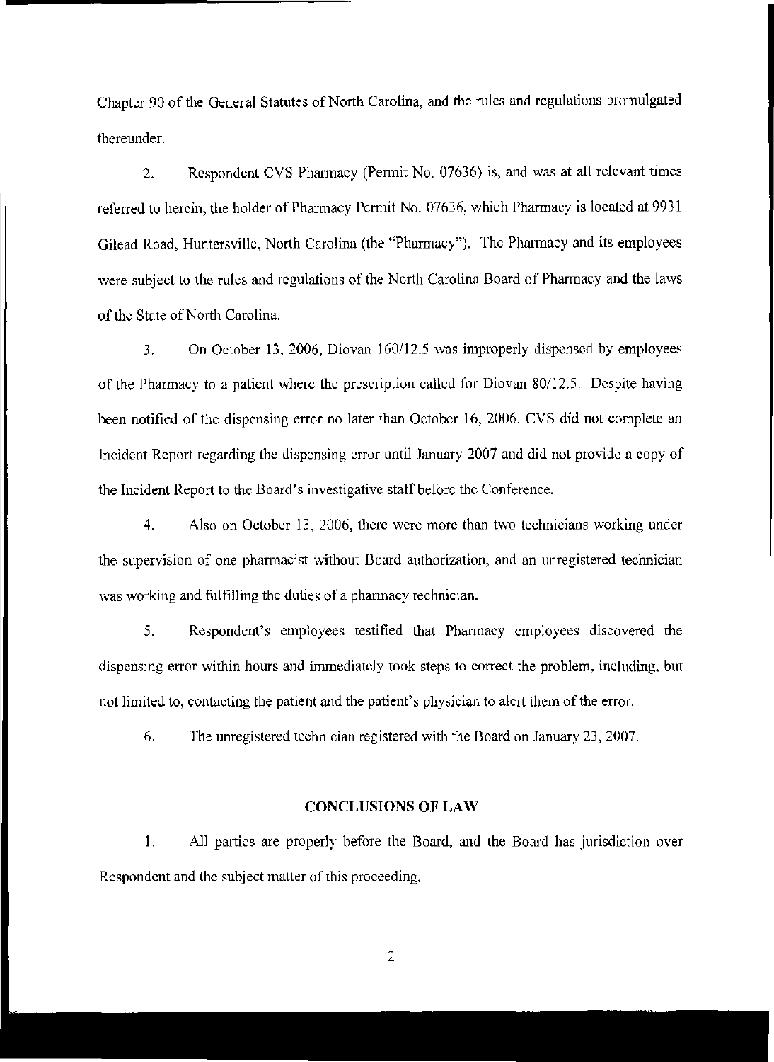Chapter 90 of the General Statutes of North Carolina, and the rules and regulations promulgated thereunder.

2. Respondent CVS Pharmacy (Permit No. 07636) is, and was at all relevant times referred to herein, the holder of Pharmacy Permit No. 07636, which Pharmacy is located at 9931 Gilead Road, Huntersville, North Carolina (the "Pharmacy"). The Pharmacy and its employees were subject to the rules and regulations of the North Carolina Board of Pharmacy and the laws of the State of North Carolina.

3. On October 13, 2006, Diovan 160/12.5 was improperly dispensed by employees of the Pharmacy to a patient where the prescription called for Diovan 80/12.5. Despite having been notified of the dispensing error no later than October 16, 2006, CVS did not complete an Incident Report regarding the dispensing error until January 2007 and did not provide a copy of the Incident Report to the Board's investigative staff before the Conference.

4. Also on October 13, 2006, there were more than two technicians working under the supervision of one pharmacist without Board authorization, and an unregistered technician was working and fulfilling the duties of a pharmacy technician.

5. Respondent's employees testified that Pharmacy employees discovered the dispensing error within hours and immediately took steps to correct the problem, including, but not limited to, contacting the patient and the patient's physician to alert them of the error.

6. The unregistered technician registered with the Board on January 23, 2007.

## CONCLUSIONS OF LAW

1. All parties are properly before the Board, and the Board has jurisdiction over Respondent and the subject matter of this proceeding.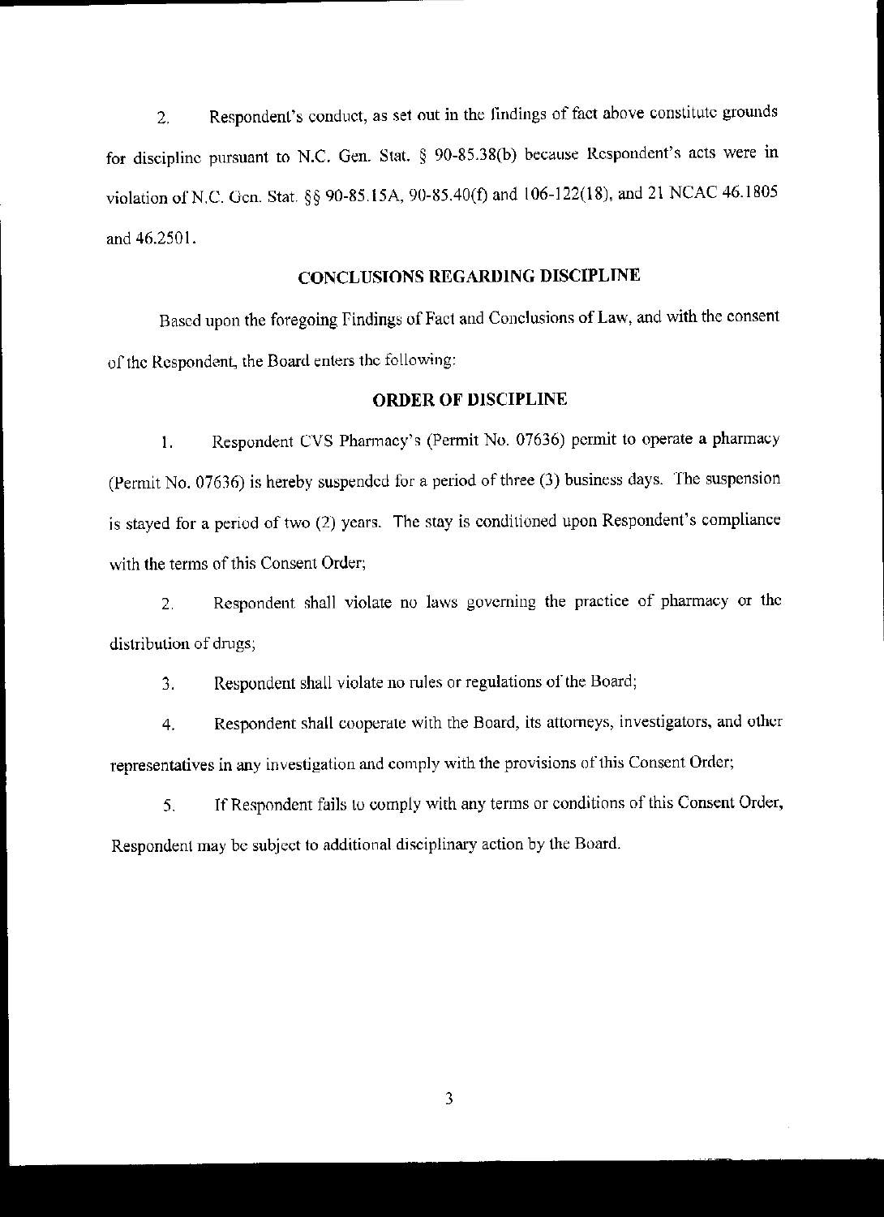2. Respondent's conduct, as set out in the findings of fact above constitute grounds for discipline pursuant to N.C. Gen. Stat. § 90-85.38(b) because Respondent's acts were in violation of N.C. Gen. Stat. §§ 90-85.15A, 90-85.40(f) and 106-122(18), and 21 NCAC 46.1805 and 46.2501.

## CONCLUSIONS REGARDING DISCIPLINE

Based upon the foregoing Findings of Fact and Conclusions of Law, and with the consent of the Respondent, the Board enters the following:

## ORDER OF DISCIPLINE

1. Respondent CVS Pharmacy's (Permit No. 07636) permit to operate a pharmacy (Permit No. 07636) is hereby suspended for a period of three (3) business days. The suspension is stayed for a period of two (2) years. The stay is conditioned upon Respondent's compliance with the terms of this Consent Order;

2. Respondent shall violate no laws governing the practice of pharmacy or the distribution of drugs;

3. Respondent shall violate no rules or regulations of the Board;

4. Respondent shall cooperate with the Board, its attorneys, investigators, and other representatives in any investigation and comply with the provisions of this Consent Order;

5. If Respondent fails to comply with any terms or conditions of this Consent Order, Respondent may be subject to additional disciplinary action by the Board.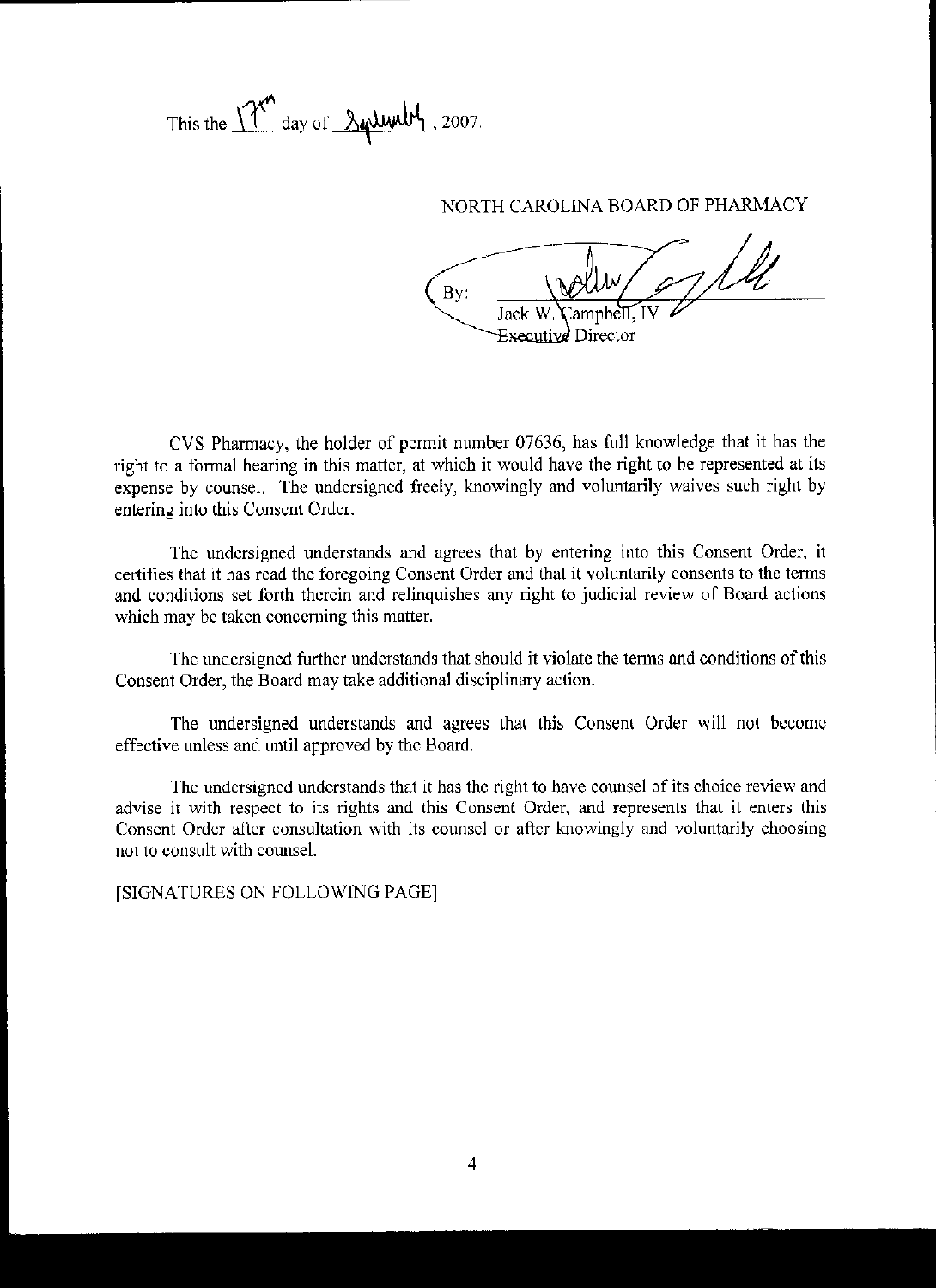This the 17th day of September, 2007.

NORTH CAROLINA BOARD OF PHARMACY

By: _______________________
Jack W. Campbell, IV
Executive Director

CVS Pharmacy, the holder of permit number 07636, has full knowledge that it has the right to a formal hearing in this matter, at which it would have the right to be represented at its expense by counsel. The undersigned freely, knowingly and voluntarily waives such right by entering into this Consent Order.

The undersigned understands and agrees that by entering into this Consent Order, it certifies that it has read the foregoing Consent Order and that it voluntarily consents to the terms and conditions set forth therein and relinquishes any right to judicial review of Board actions which may be taken concerning this matter.

The undersigned further understands that should it violate the terms and conditions of this Consent Order, the Board may take additional disciplinary action.

The undersigned understands and agrees that this Consent Order will not become effective unless and until approved by the Board.

The undersigned understands that it has the right to have counsel of its choice review and advise it with respect to its rights and this Consent Order, and represents that it enters this Consent Order after consultation with its counsel or after knowingly and voluntarily choosing not to consult with counsel.

[SIGNATURES ON FOLLOWING PAGE]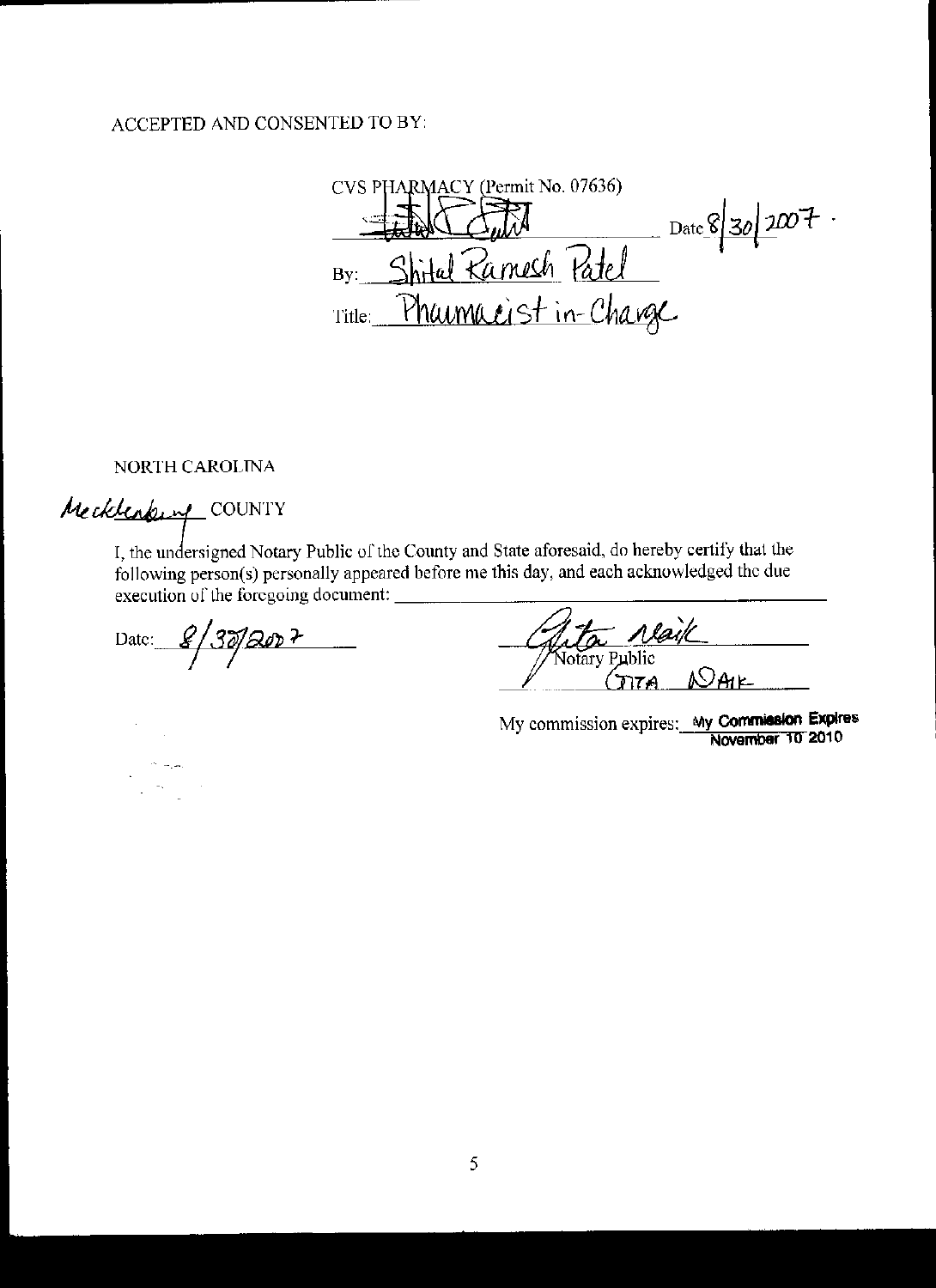ACCEPTED AND CONSENTED TO BY:

CVS PHARMACY (Permit No. 07636)

_______________________ Date 8/30/2007.

By: Shital Ramesh Patel

Title: Pharmacist in-Charge

NORTH CAROLINA

Mecklenburg COUNTY

I, the undersigned Notary Public of the County and State aforesaid, do hereby certify that the following person(s) personally appeared before me this day, and each acknowledged the due execution of the foregoing document: _______________________

Date: 8/30/2007

Gita Naik
Notary Public
GITA NAIK

My commission expires: My Commission Expires November 10 2010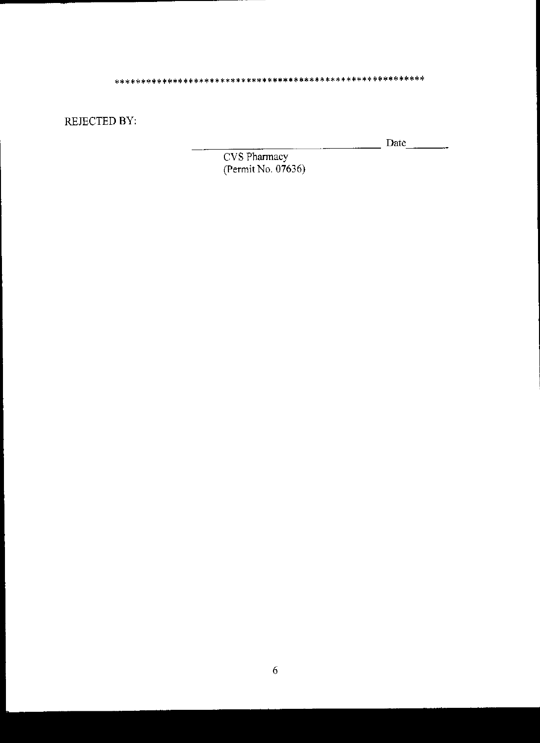**********************************************************

REJECTED BY:

\_\_\_\_\_\_\_\_\_\_\_\_\_\_\_\_\_\_\_\_\_\_\_\_\_\_\_\_\_\_\_\_\_\_\_ Date\_\_\_\_\_\_\_\_

CVS Pharmacy
(Permit No. 07636)